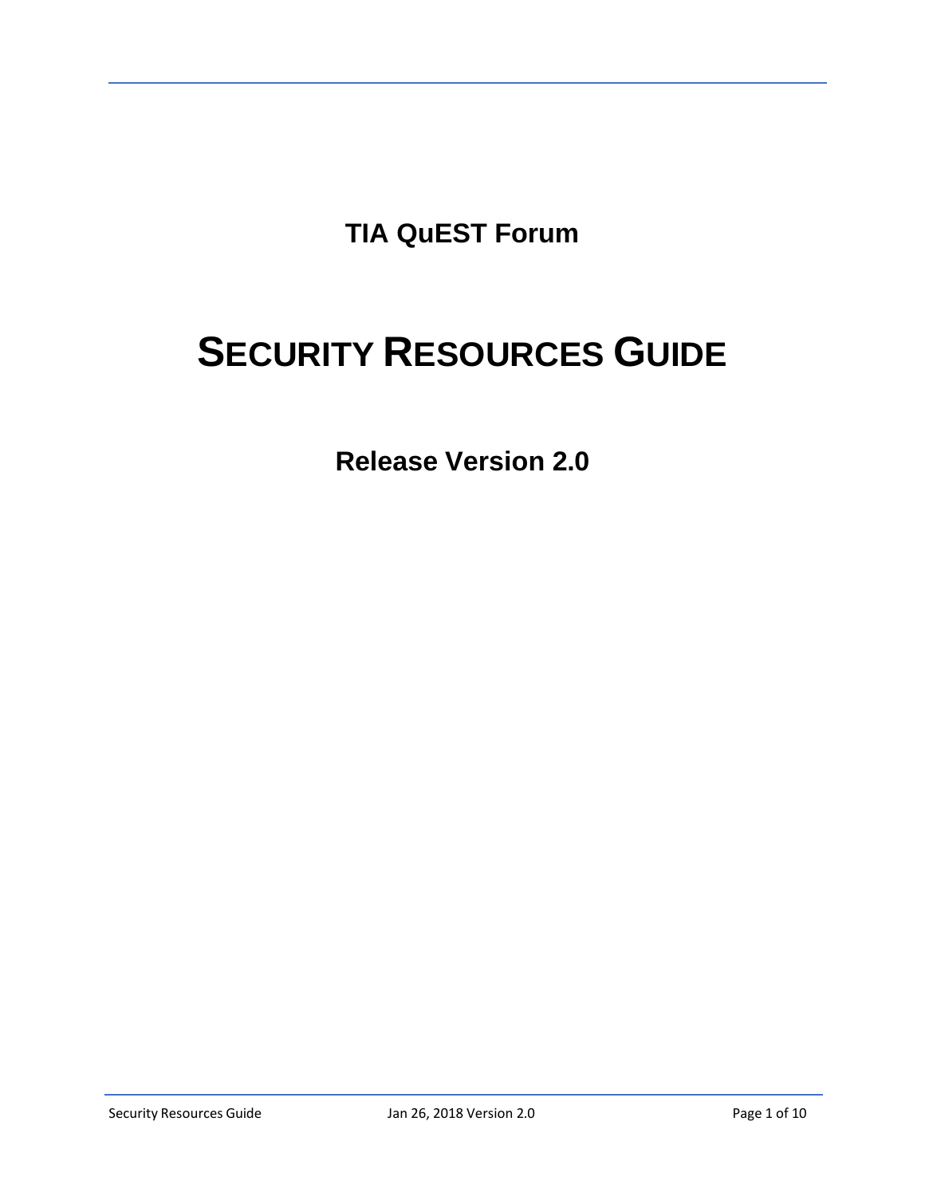**TIA QuEST Forum**

# SECURITY RESOURCES GUIDE

## Release Version 2.0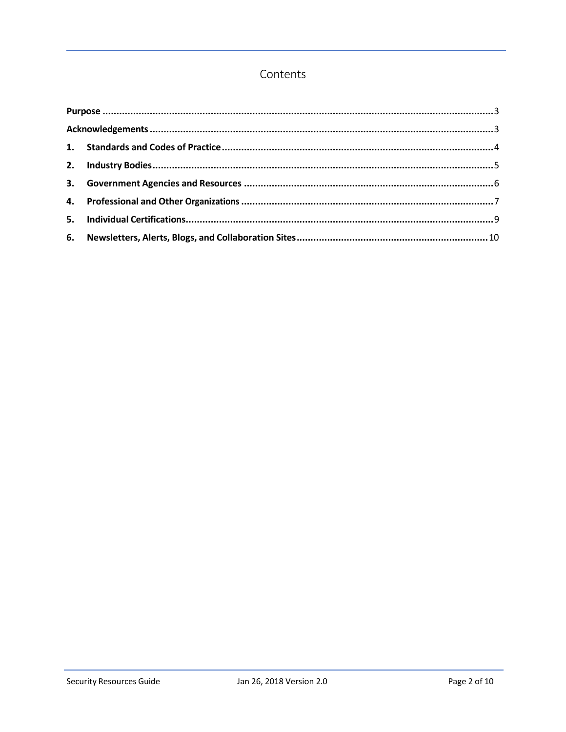# Contents

| | |
|---|---|
| **Purpose** | 3 |
| **Acknowledgements** | 3 |
| **1. Standards and Codes of Practice** | 4 |
| **2. Industry Bodies** | 5 |
| **3. Government Agencies and Resources** | 6 |
| **4. Professional and Other Organizations** | 7 |
| **5. Individual Certifications** | 9 |
| **6. Newsletters, Alerts, Blogs, and Collaboration Sites** | 10 |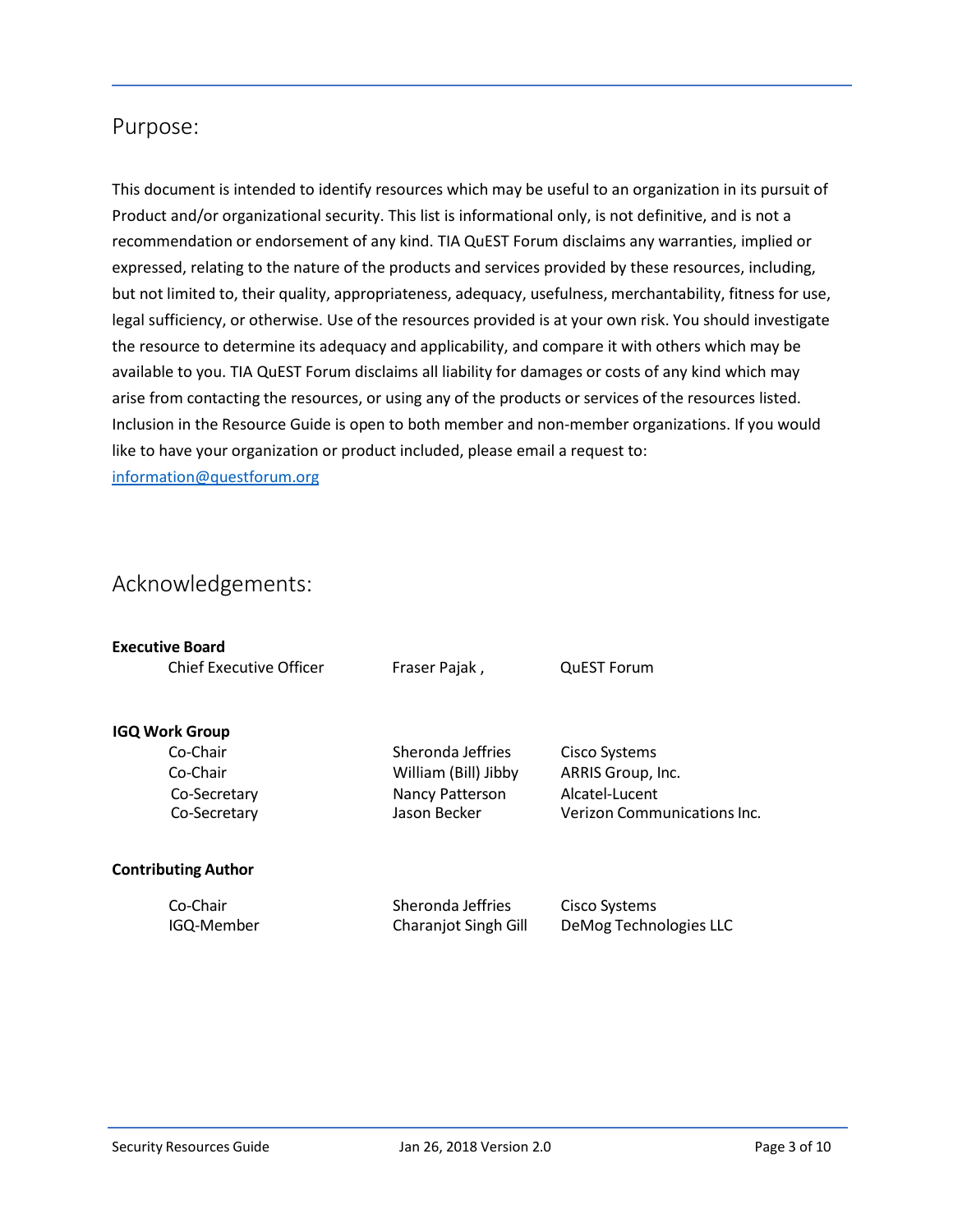## Purpose:

This document is intended to identify resources which may be useful to an organization in its pursuit of Product and/or organizational security. This list is informational only, is not definitive, and is not a recommendation or endorsement of any kind. TIA QuEST Forum disclaims any warranties, implied or expressed, relating to the nature of the products and services provided by these resources, including, but not limited to, their quality, appropriateness, adequacy, usefulness, merchantability, fitness for use, legal sufficiency, or otherwise. Use of the resources provided is at your own risk. You should investigate the resource to determine its adequacy and applicability, and compare it with others which may be available to you. TIA QuEST Forum disclaims all liability for damages or costs of any kind which may arise from contacting the resources, or using any of the products or services of the resources listed. Inclusion in the Resource Guide is open to both member and non-member organizations. If you would like to have your organization or product included, please email a request to: information@questforum.org

## Acknowledgements:

**Executive Board**

| | | |
|---|---|---|
| Chief Executive Officer | Fraser Pajak , | QuEST Forum |

**IGQ Work Group**

| | | |
|---|---|---|
| Co-Chair | Sheronda Jeffries | Cisco Systems |
| Co-Chair | William (Bill) Jibby | ARRIS Group, Inc. |
| Co-Secretary | Nancy Patterson | Alcatel-Lucent |
| Co-Secretary | Jason Becker | Verizon Communications Inc. |

**Contributing Author**

| | | |
|---|---|---|
| Co-Chair | Sheronda Jeffries | Cisco Systems |
| IGQ-Member | Charanjot Singh Gill | DeMog Technologies LLC |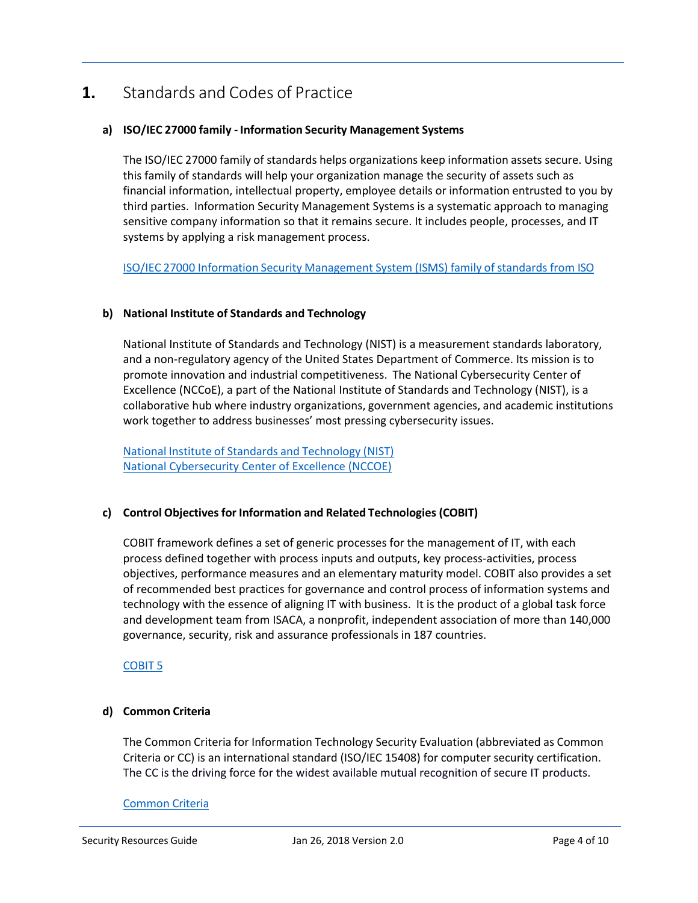# 1. Standards and Codes of Practice

### a) ISO/IEC 27000 family - Information Security Management Systems

The ISO/IEC 27000 family of standards helps organizations keep information assets secure. Using this family of standards will help your organization manage the security of assets such as financial information, intellectual property, employee details or information entrusted to you by third parties. Information Security Management Systems is a systematic approach to managing sensitive company information so that it remains secure. It includes people, processes, and IT systems by applying a risk management process.

[ISO/IEC 27000 Information Security Management System (ISMS) family of standards from ISO]()

### b) National Institute of Standards and Technology

National Institute of Standards and Technology (NIST) is a measurement standards laboratory, and a non-regulatory agency of the United States Department of Commerce. Its mission is to promote innovation and industrial competitiveness. The National Cybersecurity Center of Excellence (NCCoE), a part of the National Institute of Standards and Technology (NIST), is a collaborative hub where industry organizations, government agencies, and academic institutions work together to address businesses' most pressing cybersecurity issues.

[National Institute of Standards and Technology (NIST)]()
[National Cybersecurity Center of Excellence (NCCOE)]()

### c) Control Objectives for Information and Related Technologies (COBIT)

COBIT framework defines a set of generic processes for the management of IT, with each process defined together with process inputs and outputs, key process-activities, process objectives, performance measures and an elementary maturity model. COBIT also provides a set of recommended best practices for governance and control process of information systems and technology with the essence of aligning IT with business. It is the product of a global task force and development team from ISACA, a nonprofit, independent association of more than 140,000 governance, security, risk and assurance professionals in 187 countries.

[COBIT 5]()

### d) Common Criteria

The Common Criteria for Information Technology Security Evaluation (abbreviated as Common Criteria or CC) is an international standard (ISO/IEC 15408) for computer security certification. The CC is the driving force for the widest available mutual recognition of secure IT products.

[Common Criteria]()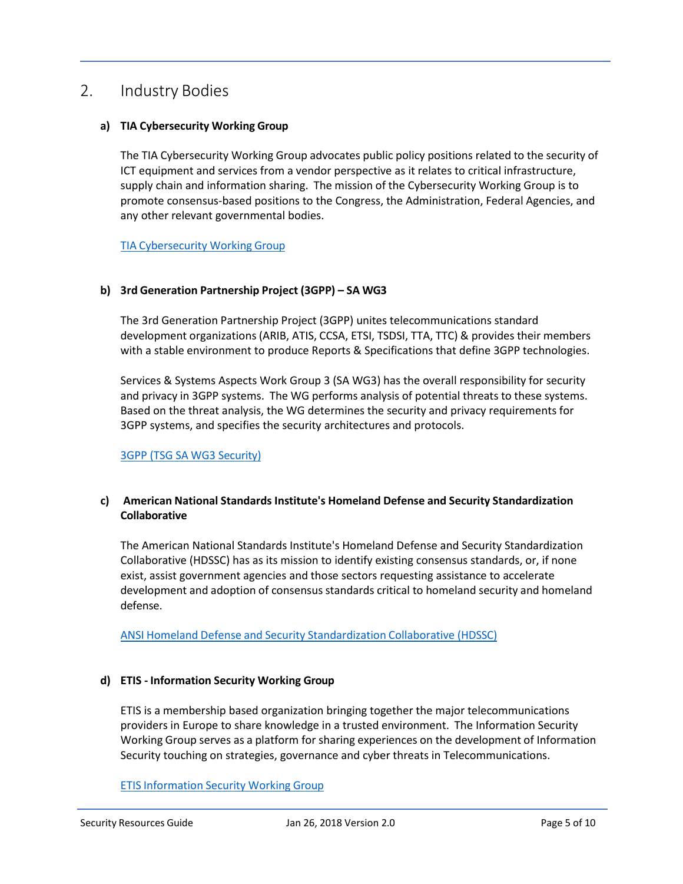# 2. Industry Bodies

### a) TIA Cybersecurity Working Group

The TIA Cybersecurity Working Group advocates public policy positions related to the security of ICT equipment and services from a vendor perspective as it relates to critical infrastructure, supply chain and information sharing. The mission of the Cybersecurity Working Group is to promote consensus-based positions to the Congress, the Administration, Federal Agencies, and any other relevant governmental bodies.

TIA Cybersecurity Working Group

### b) 3rd Generation Partnership Project (3GPP) – SA WG3

The 3rd Generation Partnership Project (3GPP) unites telecommunications standard development organizations (ARIB, ATIS, CCSA, ETSI, TSDSI, TTA, TTC) & provides their members with a stable environment to produce Reports & Specifications that define 3GPP technologies.

Services & Systems Aspects Work Group 3 (SA WG3) has the overall responsibility for security and privacy in 3GPP systems. The WG performs analysis of potential threats to these systems. Based on the threat analysis, the WG determines the security and privacy requirements for 3GPP systems, and specifies the security architectures and protocols.

3GPP (TSG SA WG3 Security)

### c) American National Standards Institute's Homeland Defense and Security Standardization Collaborative

The American National Standards Institute's Homeland Defense and Security Standardization Collaborative (HDSSC) has as its mission to identify existing consensus standards, or, if none exist, assist government agencies and those sectors requesting assistance to accelerate development and adoption of consensus standards critical to homeland security and homeland defense.

ANSI Homeland Defense and Security Standardization Collaborative (HDSSC)

### d) ETIS - Information Security Working Group

ETIS is a membership based organization bringing together the major telecommunications providers in Europe to share knowledge in a trusted environment. The Information Security Working Group serves as a platform for sharing experiences on the development of Information Security touching on strategies, governance and cyber threats in Telecommunications.

ETIS Information Security Working Group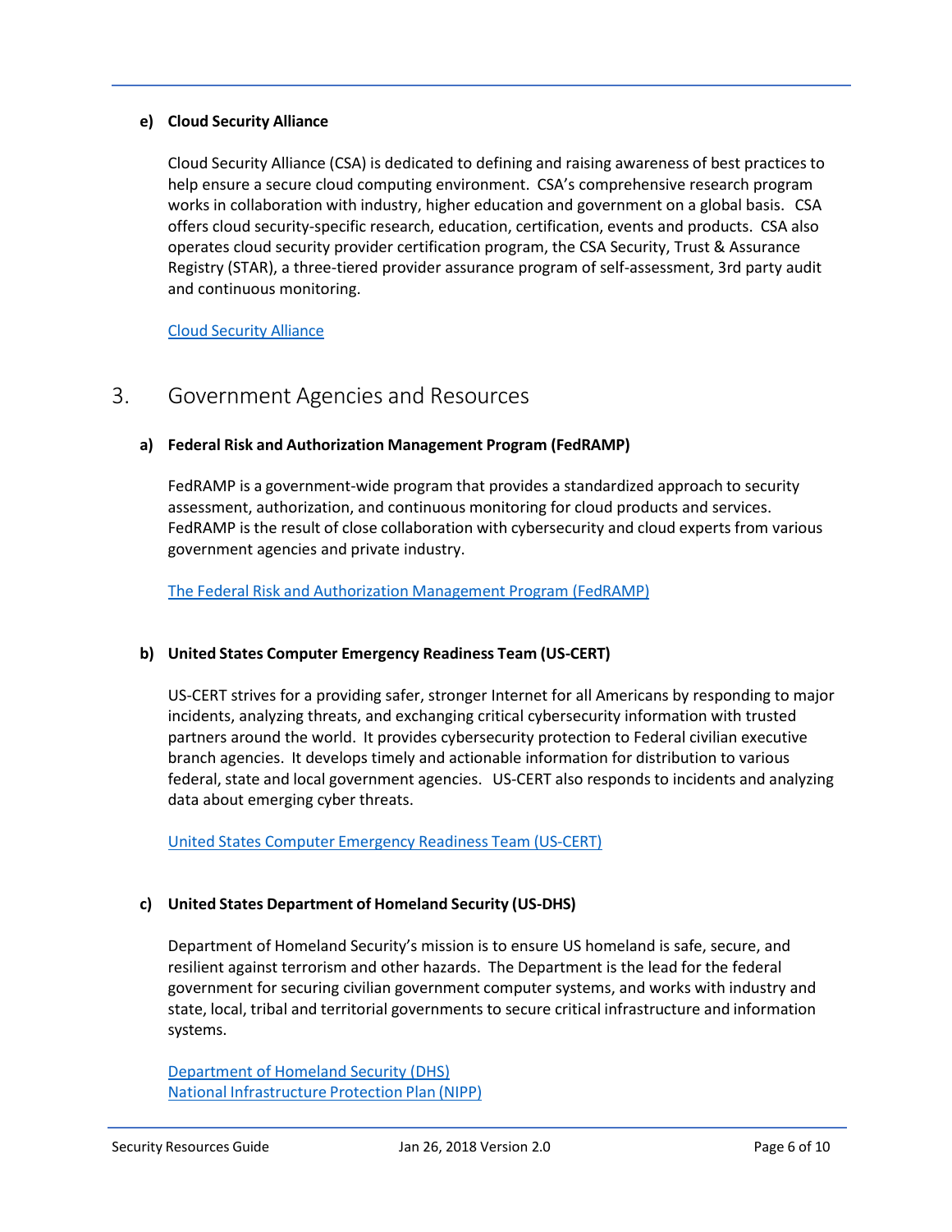#### e) Cloud Security Alliance

Cloud Security Alliance (CSA) is dedicated to defining and raising awareness of best practices to help ensure a secure cloud computing environment. CSA's comprehensive research program works in collaboration with industry, higher education and government on a global basis. CSA offers cloud security-specific research, education, certification, events and products. CSA also operates cloud security provider certification program, the CSA Security, Trust & Assurance Registry (STAR), a three-tiered provider assurance program of self-assessment, 3rd party audit and continuous monitoring.

Cloud Security Alliance

## 3. Government Agencies and Resources

#### a) Federal Risk and Authorization Management Program (FedRAMP)

FedRAMP is a government-wide program that provides a standardized approach to security assessment, authorization, and continuous monitoring for cloud products and services. FedRAMP is the result of close collaboration with cybersecurity and cloud experts from various government agencies and private industry.

The Federal Risk and Authorization Management Program (FedRAMP)

#### b) United States Computer Emergency Readiness Team (US-CERT)

US-CERT strives for a providing safer, stronger Internet for all Americans by responding to major incidents, analyzing threats, and exchanging critical cybersecurity information with trusted partners around the world. It provides cybersecurity protection to Federal civilian executive branch agencies. It develops timely and actionable information for distribution to various federal, state and local government agencies. US-CERT also responds to incidents and analyzing data about emerging cyber threats.

United States Computer Emergency Readiness Team (US-CERT)

#### c) United States Department of Homeland Security (US-DHS)

Department of Homeland Security's mission is to ensure US homeland is safe, secure, and resilient against terrorism and other hazards. The Department is the lead for the federal government for securing civilian government computer systems, and works with industry and state, local, tribal and territorial governments to secure critical infrastructure and information systems.

Department of Homeland Security (DHS)
National Infrastructure Protection Plan (NIPP)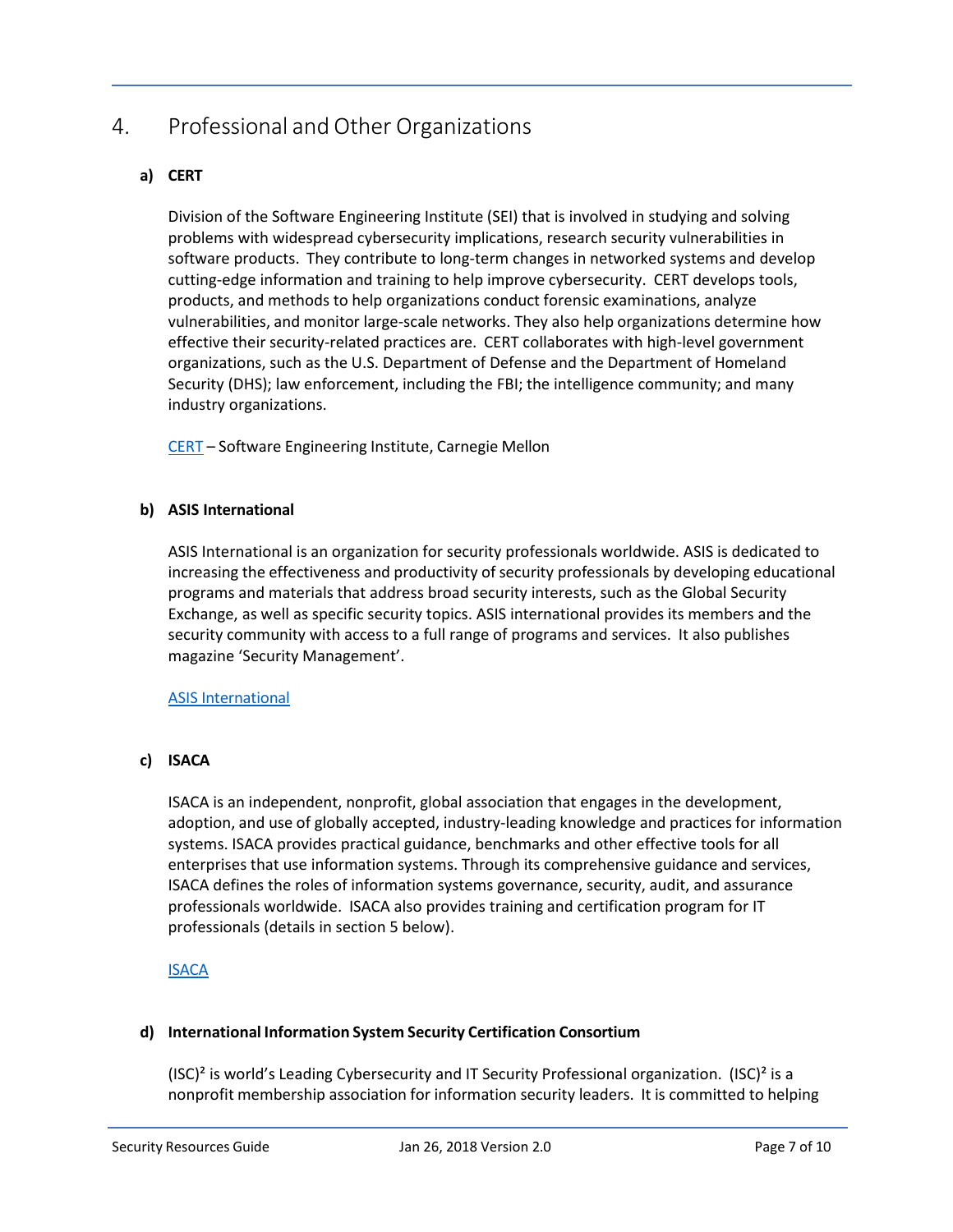## 4. Professional and Other Organizations

### a) CERT

Division of the Software Engineering Institute (SEI) that is involved in studying and solving problems with widespread cybersecurity implications, research security vulnerabilities in software products. They contribute to long-term changes in networked systems and develop cutting-edge information and training to help improve cybersecurity. CERT develops tools, products, and methods to help organizations conduct forensic examinations, analyze vulnerabilities, and monitor large-scale networks. They also help organizations determine how effective their security-related practices are. CERT collaborates with high-level government organizations, such as the U.S. Department of Defense and the Department of Homeland Security (DHS); law enforcement, including the FBI; the intelligence community; and many industry organizations.

CERT – Software Engineering Institute, Carnegie Mellon

### b) ASIS International

ASIS International is an organization for security professionals worldwide. ASIS is dedicated to increasing the effectiveness and productivity of security professionals by developing educational programs and materials that address broad security interests, such as the Global Security Exchange, as well as specific security topics. ASIS international provides its members and the security community with access to a full range of programs and services. It also publishes magazine 'Security Management'.

ASIS International

### c) ISACA

ISACA is an independent, nonprofit, global association that engages in the development, adoption, and use of globally accepted, industry-leading knowledge and practices for information systems. ISACA provides practical guidance, benchmarks and other effective tools for all enterprises that use information systems. Through its comprehensive guidance and services, ISACA defines the roles of information systems governance, security, audit, and assurance professionals worldwide. ISACA also provides training and certification program for IT professionals (details in section 5 below).

ISACA

### d) International Information System Security Certification Consortium

(ISC)² is world's Leading Cybersecurity and IT Security Professional organization. (ISC)² is a nonprofit membership association for information security leaders. It is committed to helping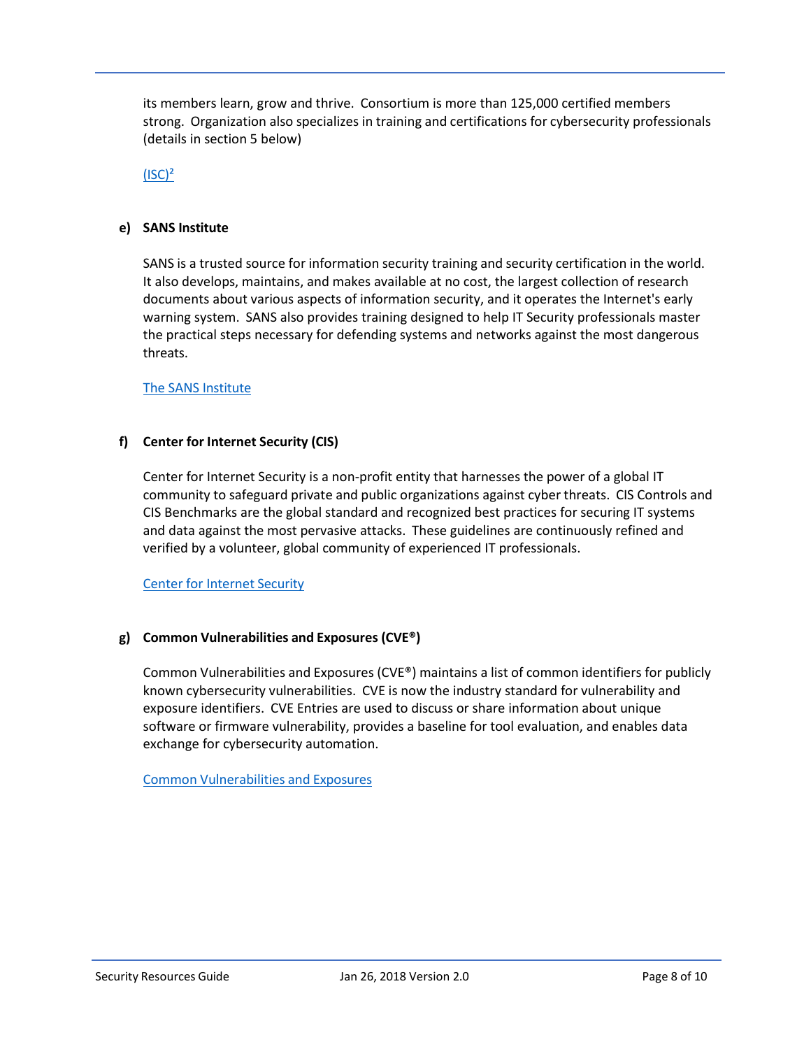its members learn, grow and thrive. Consortium is more than 125,000 certified members strong. Organization also specializes in training and certifications for cybersecurity professionals (details in section 5 below)

(ISC)²

**e) SANS Institute**

SANS is a trusted source for information security training and security certification in the world. It also develops, maintains, and makes available at no cost, the largest collection of research documents about various aspects of information security, and it operates the Internet's early warning system. SANS also provides training designed to help IT Security professionals master the practical steps necessary for defending systems and networks against the most dangerous threats.

The SANS Institute

**f) Center for Internet Security (CIS)**

Center for Internet Security is a non-profit entity that harnesses the power of a global IT community to safeguard private and public organizations against cyber threats. CIS Controls and CIS Benchmarks are the global standard and recognized best practices for securing IT systems and data against the most pervasive attacks. These guidelines are continuously refined and verified by a volunteer, global community of experienced IT professionals.

Center for Internet Security

**g) Common Vulnerabilities and Exposures (CVE®)**

Common Vulnerabilities and Exposures (CVE®) maintains a list of common identifiers for publicly known cybersecurity vulnerabilities. CVE is now the industry standard for vulnerability and exposure identifiers. CVE Entries are used to discuss or share information about unique software or firmware vulnerability, provides a baseline for tool evaluation, and enables data exchange for cybersecurity automation.

Common Vulnerabilities and Exposures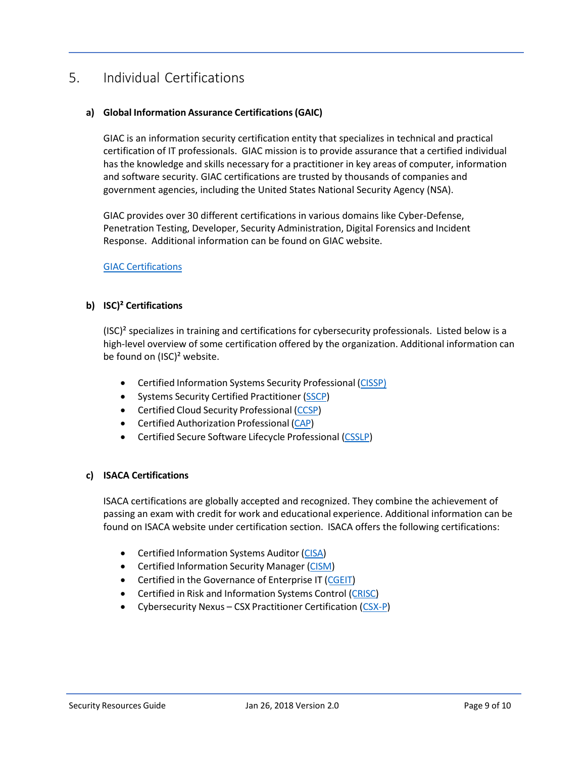# 5. Individual Certifications

### a) Global Information Assurance Certifications (GAIC)

GIAC is an information security certification entity that specializes in technical and practical certification of IT professionals. GIAC mission is to provide assurance that a certified individual has the knowledge and skills necessary for a practitioner in key areas of computer, information and software security. GIAC certifications are trusted by thousands of companies and government agencies, including the United States National Security Agency (NSA).

GIAC provides over 30 different certifications in various domains like Cyber-Defense, Penetration Testing, Developer, Security Administration, Digital Forensics and Incident Response. Additional information can be found on GIAC website.

GIAC Certifications

### b) ISC)² Certifications

(ISC)² specializes in training and certifications for cybersecurity professionals. Listed below is a high-level overview of some certification offered by the organization. Additional information can be found on (ISC)² website.

- Certified Information Systems Security Professional (CISSP)
- Systems Security Certified Practitioner (SSCP)
- Certified Cloud Security Professional (CCSP)
- Certified Authorization Professional (CAP)
- Certified Secure Software Lifecycle Professional (CSSLP)

### c) ISACA Certifications

ISACA certifications are globally accepted and recognized. They combine the achievement of passing an exam with credit for work and educational experience. Additional information can be found on ISACA website under certification section. ISACA offers the following certifications:

- Certified Information Systems Auditor (CISA)
- Certified Information Security Manager (CISM)
- Certified in the Governance of Enterprise IT (CGEIT)
- Certified in Risk and Information Systems Control (CRISC)
- Cybersecurity Nexus – CSX Practitioner Certification (CSX-P)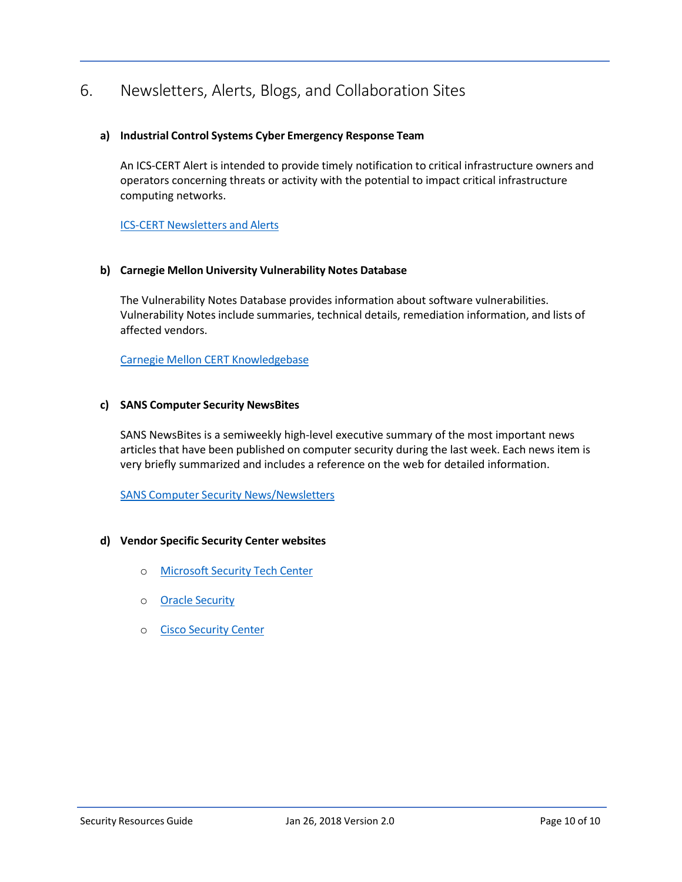# 6. Newsletters, Alerts, Blogs, and Collaboration Sites

**a) Industrial Control Systems Cyber Emergency Response Team**

An ICS-CERT Alert is intended to provide timely notification to critical infrastructure owners and operators concerning threats or activity with the potential to impact critical infrastructure computing networks.

ICS-CERT Newsletters and Alerts

**b) Carnegie Mellon University Vulnerability Notes Database**

The Vulnerability Notes Database provides information about software vulnerabilities. Vulnerability Notes include summaries, technical details, remediation information, and lists of affected vendors.

Carnegie Mellon CERT Knowledgebase

**c) SANS Computer Security NewsBites**

SANS NewsBites is a semiweekly high-level executive summary of the most important news articles that have been published on computer security during the last week. Each news item is very briefly summarized and includes a reference on the web for detailed information.

SANS Computer Security News/Newsletters

**d) Vendor Specific Security Center websites**

- Microsoft Security Tech Center
- Oracle Security
- Cisco Security Center